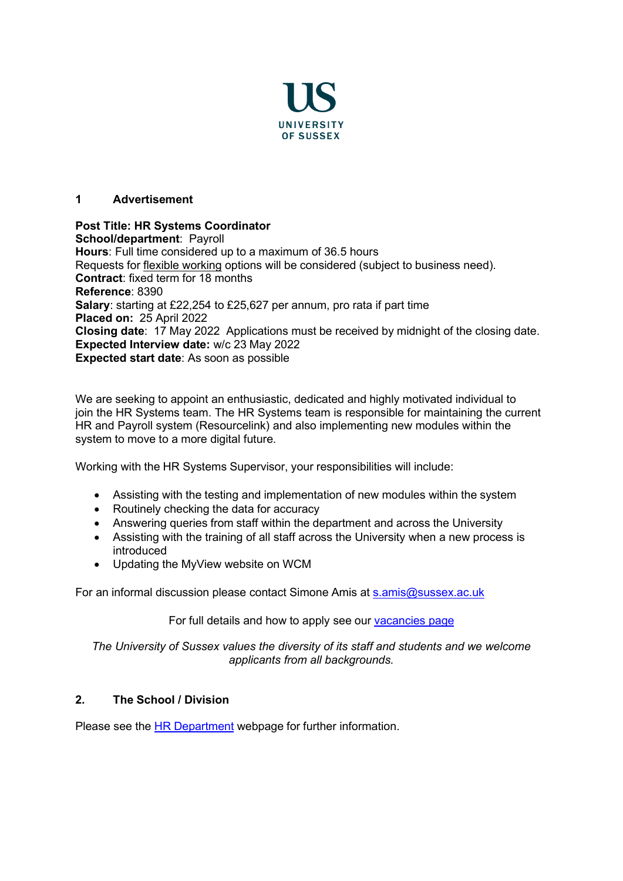UNIVERSITY OF SUSSEX

## 1 Advertisement

**Post Title: HR Systems Coordinator**
**School/department**: Payroll
**Hours**: Full time considered up to a maximum of 36.5 hours
Requests for flexible working options will be considered (subject to business need).
**Contract**: fixed term for 18 months
**Reference**: 8390
**Salary**: starting at £22,254 to £25,627 per annum, pro rata if part time
**Placed on:** 25 April 2022
**Closing date**: 17 May 2022 Applications must be received by midnight of the closing date.
**Expected Interview date:** w/c 23 May 2022
**Expected start date**: As soon as possible

We are seeking to appoint an enthusiastic, dedicated and highly motivated individual to join the HR Systems team. The HR Systems team is responsible for maintaining the current HR and Payroll system (Resourcelink) and also implementing new modules within the system to move to a more digital future.

Working with the HR Systems Supervisor, your responsibilities will include:

- Assisting with the testing and implementation of new modules within the system
- Routinely checking the data for accuracy
- Answering queries from staff within the department and across the University
- Assisting with the training of all staff across the University when a new process is introduced
- Updating the MyView website on WCM

For an informal discussion please contact Simone Amis at s.amis@sussex.ac.uk

For full details and how to apply see our vacancies page

*The University of Sussex values the diversity of its staff and students and we welcome applicants from all backgrounds.*

## 2. The School / Division

Please see the HR Department webpage for further information.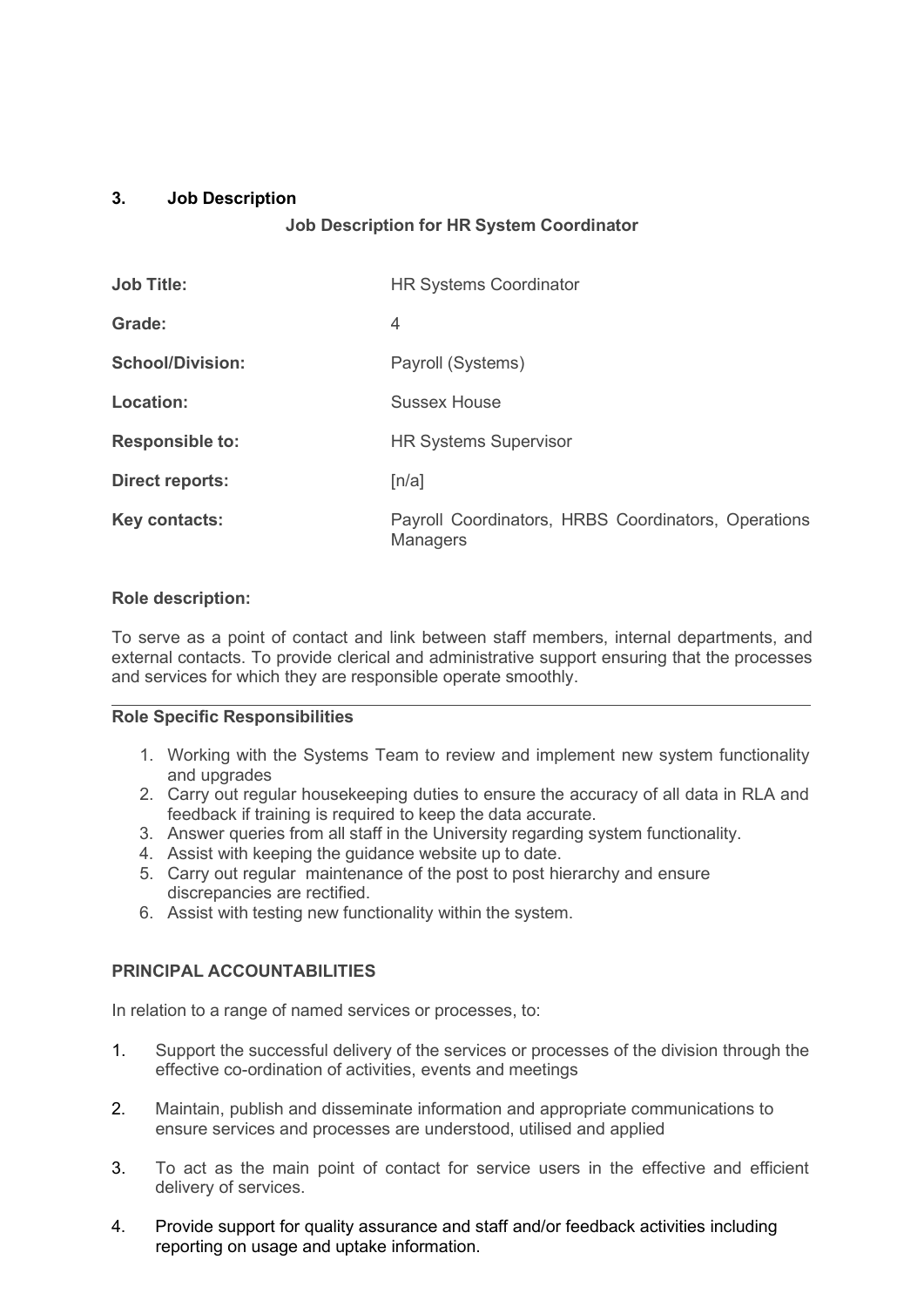## 3. Job Description

### Job Description for HR System Coordinator

| | |
|---|---|
| **Job Title:** | HR Systems Coordinator |
| **Grade:** | 4 |
| **School/Division:** | Payroll (Systems) |
| **Location:** | Sussex House |
| **Responsible to:** | HR Systems Supervisor |
| **Direct reports:** | [n/a] |
| **Key contacts:** | Payroll Coordinators, HRBS Coordinators, Operations Managers |

**Role description:**

To serve as a point of contact and link between staff members, internal departments, and external contacts. To provide clerical and administrative support ensuring that the processes and services for which they are responsible operate smoothly.

---

**Role Specific Responsibilities**

1. Working with the Systems Team to review and implement new system functionality and upgrades
2. Carry out regular housekeeping duties to ensure the accuracy of all data in RLA and feedback if training is required to keep the data accurate.
3. Answer queries from all staff in the University regarding system functionality.
4. Assist with keeping the guidance website up to date.
5. Carry out regular maintenance of the post to post hierarchy and ensure discrepancies are rectified.
6. Assist with testing new functionality within the system.

**PRINCIPAL ACCOUNTABILITIES**

In relation to a range of named services or processes, to:

1. Support the successful delivery of the services or processes of the division through the effective co-ordination of activities, events and meetings
2. Maintain, publish and disseminate information and appropriate communications to ensure services and processes are understood, utilised and applied
3. To act as the main point of contact for service users in the effective and efficient delivery of services.
4. Provide support for quality assurance and staff and/or feedback activities including reporting on usage and uptake information.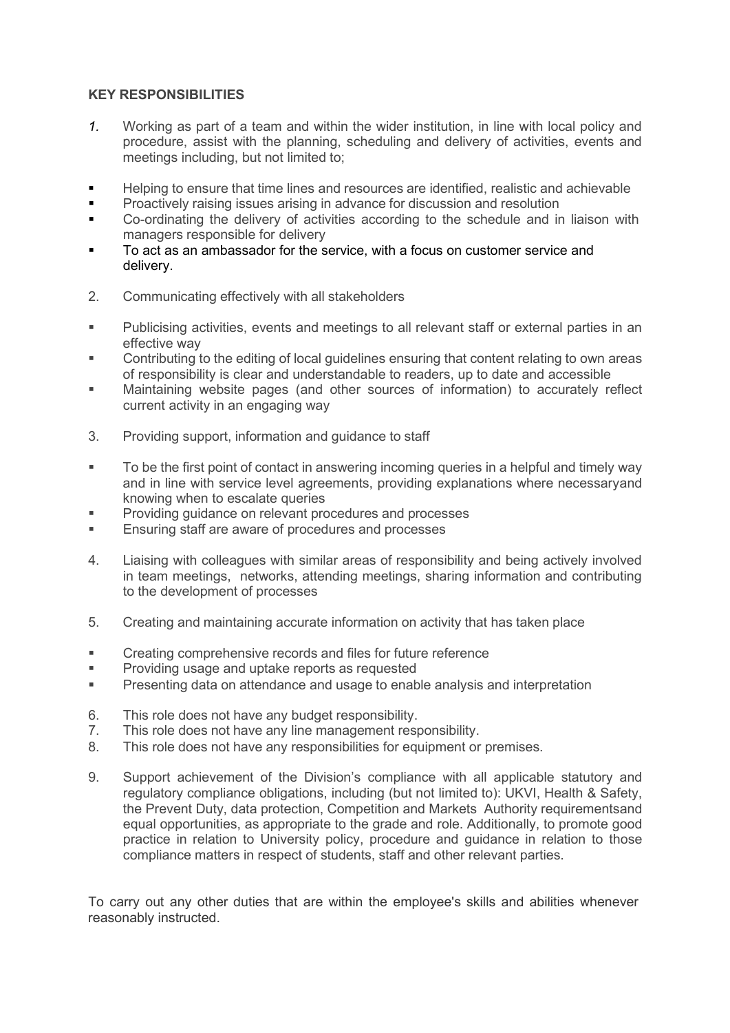**KEY RESPONSIBILITIES**

1. Working as part of a team and within the wider institution, in line with local policy and procedure, assist with the planning, scheduling and delivery of activities, events and meetings including, but not limited to;

- Helping to ensure that time lines and resources are identified, realistic and achievable
- Proactively raising issues arising in advance for discussion and resolution
- Co-ordinating the delivery of activities according to the schedule and in liaison with managers responsible for delivery
- To act as an ambassador for the service, with a focus on customer service and delivery.

2. Communicating effectively with all stakeholders

- Publicising activities, events and meetings to all relevant staff or external parties in an effective way
- Contributing to the editing of local guidelines ensuring that content relating to own areas of responsibility is clear and understandable to readers, up to date and accessible
- Maintaining website pages (and other sources of information) to accurately reflect current activity in an engaging way

3. Providing support, information and guidance to staff

- To be the first point of contact in answering incoming queries in a helpful and timely way and in line with service level agreements, providing explanations where necessaryand knowing when to escalate queries
- Providing guidance on relevant procedures and processes
- Ensuring staff are aware of procedures and processes

4. Liaising with colleagues with similar areas of responsibility and being actively involved in team meetings, networks, attending meetings, sharing information and contributing to the development of processes

5. Creating and maintaining accurate information on activity that has taken place

- Creating comprehensive records and files for future reference
- Providing usage and uptake reports as requested
- Presenting data on attendance and usage to enable analysis and interpretation

6. This role does not have any budget responsibility.
7. This role does not have any line management responsibility.
8. This role does not have any responsibilities for equipment or premises.

9. Support achievement of the Division's compliance with all applicable statutory and regulatory compliance obligations, including (but not limited to): UKVI, Health & Safety, the Prevent Duty, data protection, Competition and Markets Authority requirementsand equal opportunities, as appropriate to the grade and role. Additionally, to promote good practice in relation to University policy, procedure and guidance in relation to those compliance matters in respect of students, staff and other relevant parties.

To carry out any other duties that are within the employee's skills and abilities whenever reasonably instructed.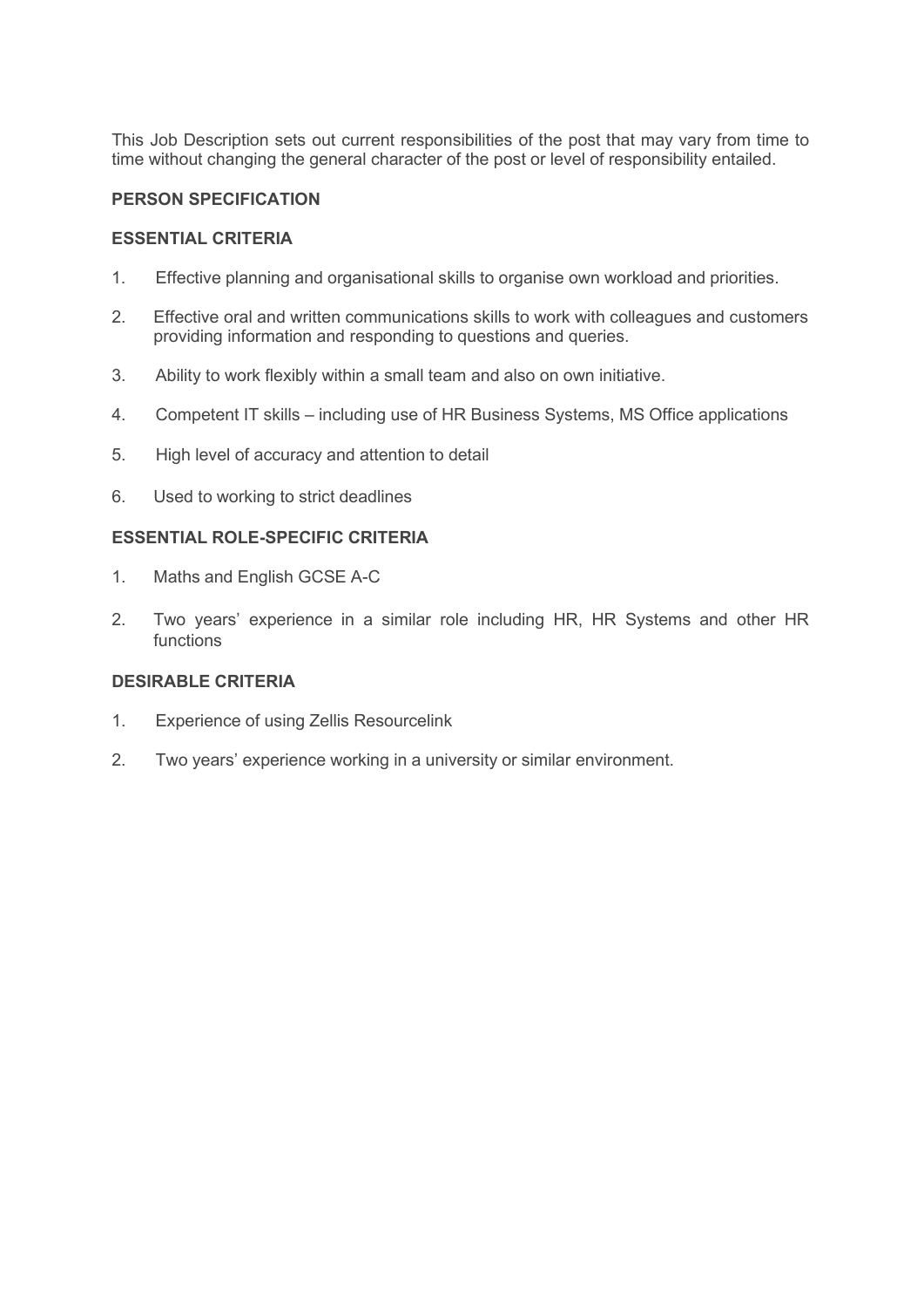This Job Description sets out current responsibilities of the post that may vary from time to time without changing the general character of the post or level of responsibility entailed.

**PERSON SPECIFICATION**

**ESSENTIAL CRITERIA**

1. Effective planning and organisational skills to organise own workload and priorities.
2. Effective oral and written communications skills to work with colleagues and customers providing information and responding to questions and queries.
3. Ability to work flexibly within a small team and also on own initiative.
4. Competent IT skills – including use of HR Business Systems, MS Office applications
5. High level of accuracy and attention to detail
6. Used to working to strict deadlines

**ESSENTIAL ROLE-SPECIFIC CRITERIA**

1. Maths and English GCSE A-C
2. Two years' experience in a similar role including HR, HR Systems and other HR functions

**DESIRABLE CRITERIA**

1. Experience of using Zellis Resourcelink
2. Two years' experience working in a university or similar environment.